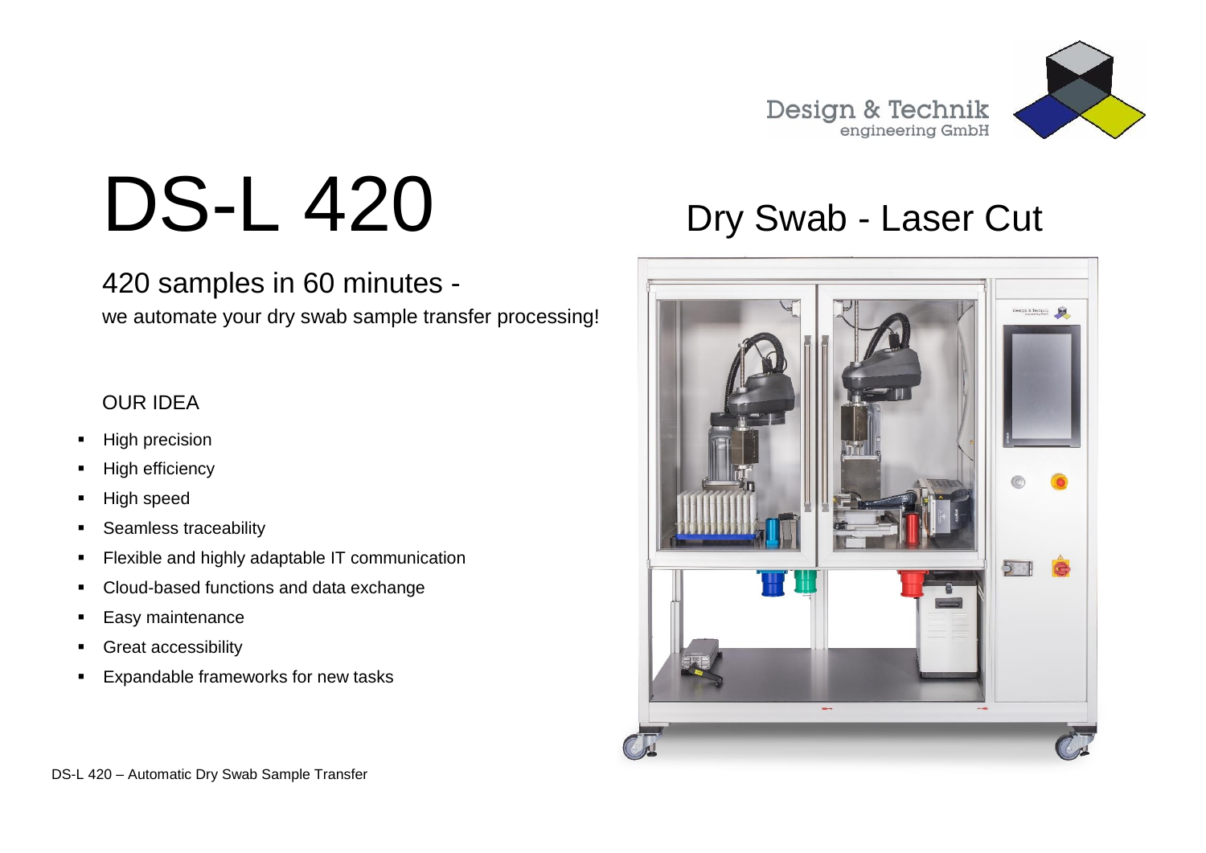Design & Technik
engineering GmbH

# DS-L 420

## Dry Swab - Laser Cut

### 420 samples in 60 minutes -

we automate your dry swab sample transfer processing!

OUR IDEA

- High precision
- High efficiency
- High speed
- Seamless traceability
- Flexible and highly adaptable IT communication
- Cloud-based functions and data exchange
- Easy maintenance
- Great accessibility
- Expandable frameworks for new tasks

DS-L 420 – Automatic Dry Swab Sample Transfer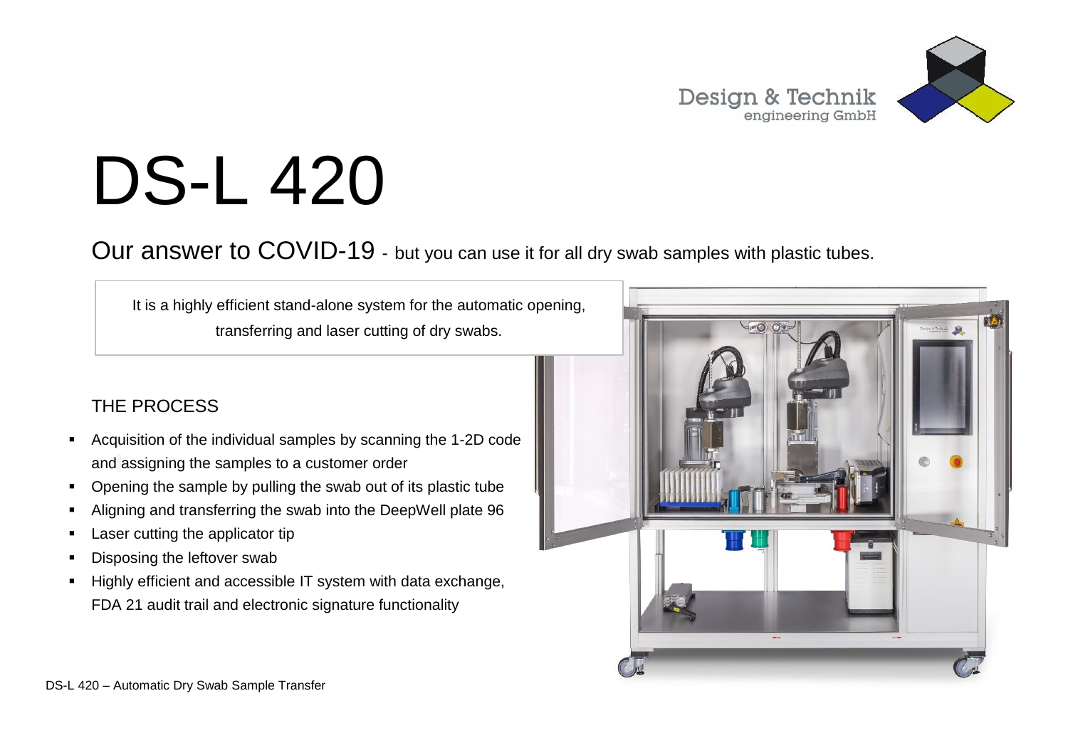# DS-L 420

## Our answer to COVID-19 - but you can use it for all dry swab samples with plastic tubes.

It is a highly efficient stand-alone system for the automatic opening, transferring and laser cutting of dry swabs.

### THE PROCESS

- Acquisition of the individual samples by scanning the 1-2D code and assigning the samples to a customer order
- Opening the sample by pulling the swab out of its plastic tube
- Aligning and transferring the swab into the DeepWell plate 96
- Laser cutting the applicator tip
- Disposing the leftover swab
- Highly efficient and accessible IT system with data exchange, FDA 21 audit trail and electronic signature functionality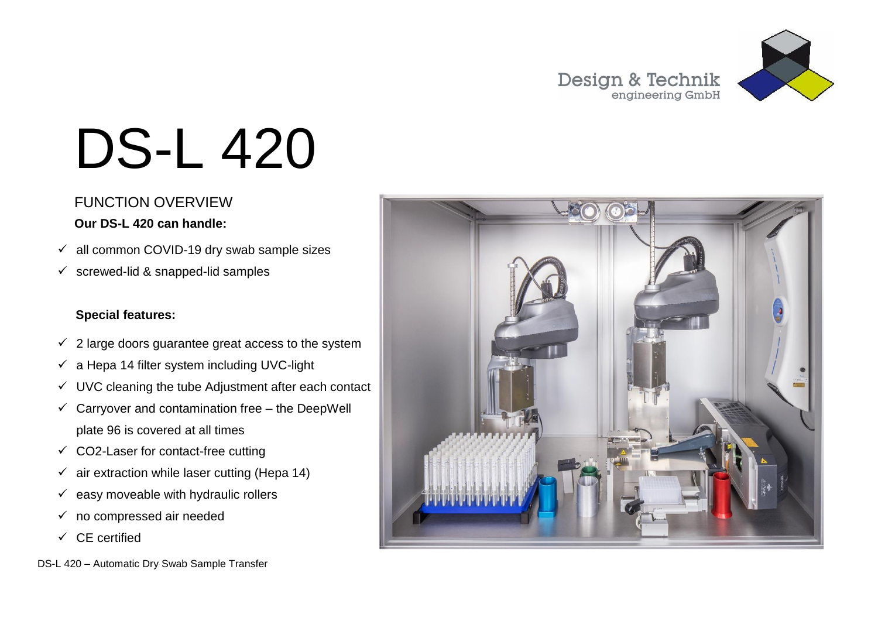Design & Technik
engineering GmbH

# DS-L 420

## FUNCTION OVERVIEW

**Our DS-L 420 can handle:**

- ✓ all common COVID-19 dry swab sample sizes
- ✓ screwed-lid & snapped-lid samples

**Special features:**

- ✓ 2 large doors guarantee great access to the system
- ✓ a Hepa 14 filter system including UVC-light
- ✓ UVC cleaning the tube Adjustment after each contact
- ✓ Carryover and contamination free – the DeepWell plate 96 is covered at all times
- ✓ $CO_2$-Laser for contact-free cutting
- ✓ air extraction while laser cutting (Hepa 14)
- ✓ easy moveable with hydraulic rollers
- ✓ no compressed air needed
- ✓ CE certified

DS-L 420 – Automatic Dry Swab Sample Transfer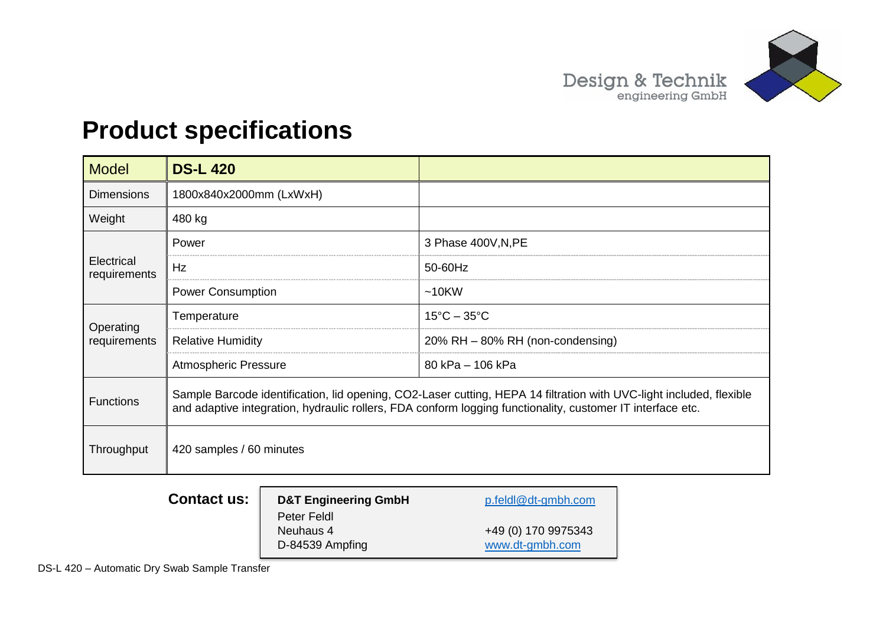Design & Technik
engineering GmbH

# Product specifications

| Model | DS-L 420 | |
|---|---|---|
| Dimensions | 1800x840x2000mm (LxWxH) | |
| Weight | 480 kg | |
| Electrical requirements | Power | 3 Phase 400V,N,PE |
| | Hz | 50-60Hz |
| | Power Consumption | ~10KW |
| Operating requirements | Temperature | 15°C – 35°C |
| | Relative Humidity | 20% RH – 80% RH (non-condensing) |
| | Atmospheric Pressure | 80 kPa – 106 kPa |
| Functions | Sample Barcode identification, lid opening, $CO_2$-Laser cutting, HEPA 14 filtration with UVC-light included, flexible and adaptive integration, hydraulic rollers, FDA conform logging functionality, customer IT interface etc. | |
| Throughput | 420 samples / 60 minutes | |

**Contact us:**

**D&T Engineering GmbH**
Peter Feldl
Neuhaus 4
D-84539 Ampfing

p.feldl@dt-gmbh.com
+49 (0) 170 9975343
www.dt-gmbh.com

DS-L 420 – Automatic Dry Swab Sample Transfer